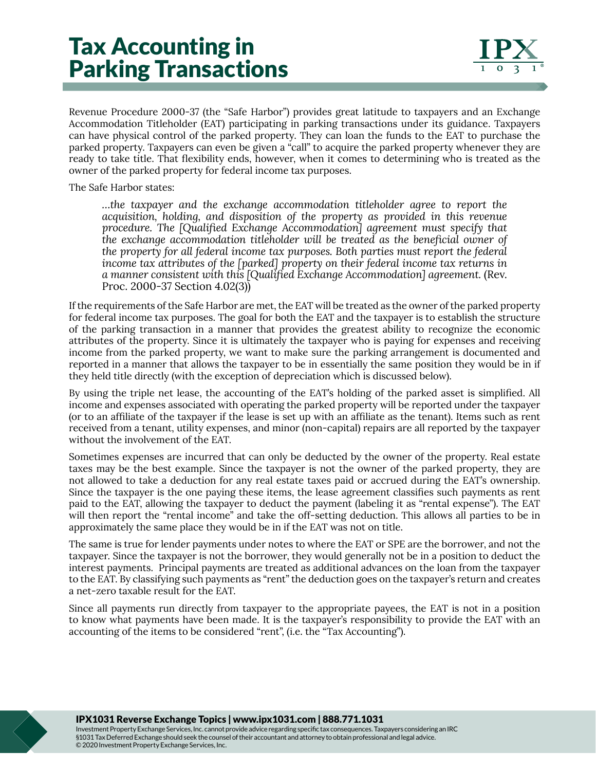# Tax Accounting in Parking Transactions

Revenue Procedure 2000-37 (the "Safe Harbor") provides great latitude to taxpayers and an Exchange Accommodation Titleholder (EAT) participating in parking transactions under its guidance. Taxpayers can have physical control of the parked property. They can loan the funds to the EAT to purchase the parked property. Taxpayers can even be given a "call" to acquire the parked property whenever they are ready to take title. That flexibility ends, however, when it comes to determining who is treated as the owner of the parked property for federal income tax purposes.

The Safe Harbor states:

> *...the taxpayer and the exchange accommodation titleholder agree to report the acquisition, holding, and disposition of the property as provided in this revenue procedure. The [Qualified Exchange Accommodation] agreement must specify that the exchange accommodation titleholder will be treated as the beneficial owner of the property for all federal income tax purposes. Both parties must report the federal income tax attributes of the [parked] property on their federal income tax returns in a manner consistent with this [Qualified Exchange Accommodation] agreement.* (Rev. Proc. 2000-37 Section 4.02(3))

If the requirements of the Safe Harbor are met, the EAT will be treated as the owner of the parked property for federal income tax purposes. The goal for both the EAT and the taxpayer is to establish the structure of the parking transaction in a manner that provides the greatest ability to recognize the economic attributes of the property. Since it is ultimately the taxpayer who is paying for expenses and receiving income from the parked property, we want to make sure the parking arrangement is documented and reported in a manner that allows the taxpayer to be in essentially the same position they would be in if they held title directly (with the exception of depreciation which is discussed below).

By using the triple net lease, the accounting of the EAT's holding of the parked asset is simplified. All income and expenses associated with operating the parked property will be reported under the taxpayer (or to an affiliate of the taxpayer if the lease is set up with an affiliate as the tenant). Items such as rent received from a tenant, utility expenses, and minor (non-capital) repairs are all reported by the taxpayer without the involvement of the EAT.

Sometimes expenses are incurred that can only be deducted by the owner of the property. Real estate taxes may be the best example. Since the taxpayer is not the owner of the parked property, they are not allowed to take a deduction for any real estate taxes paid or accrued during the EAT's ownership. Since the taxpayer is the one paying these items, the lease agreement classifies such payments as rent paid to the EAT, allowing the taxpayer to deduct the payment (labeling it as "rental expense"). The EAT will then report the "rental income" and take the off-setting deduction. This allows all parties to be in approximately the same place they would be in if the EAT was not on title.

The same is true for lender payments under notes to where the EAT or SPE are the borrower, and not the taxpayer. Since the taxpayer is not the borrower, they would generally not be in a position to deduct the interest payments. Principal payments are treated as additional advances on the loan from the taxpayer to the EAT. By classifying such payments as "rent" the deduction goes on the taxpayer's return and creates a net-zero taxable result for the EAT.

Since all payments run directly from taxpayer to the appropriate payees, the EAT is not in a position to know what payments have been made. It is the taxpayer's responsibility to provide the EAT with an accounting of the items to be considered "rent", (i.e. the "Tax Accounting").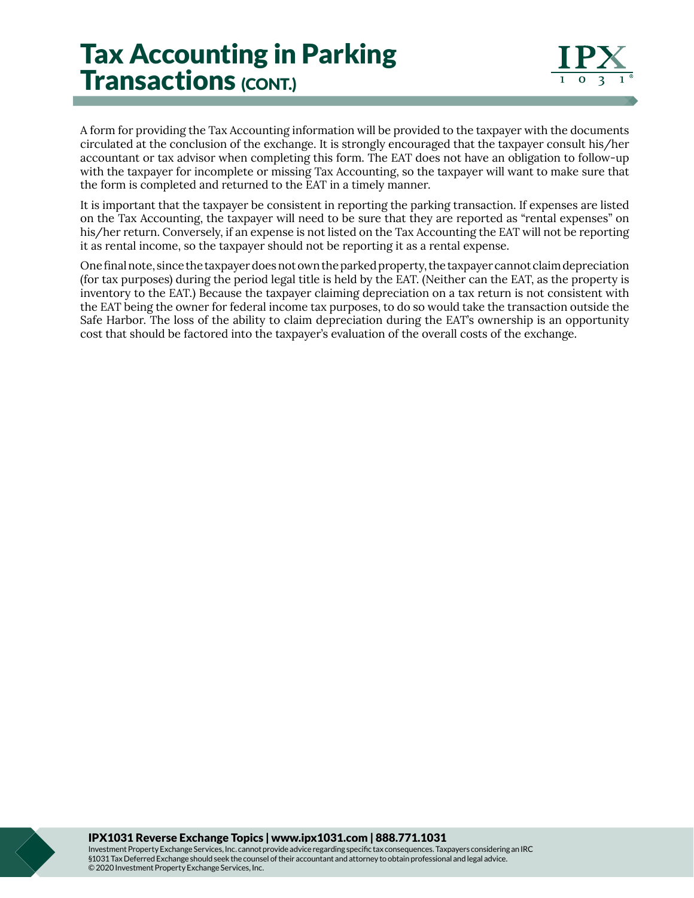# Tax Accounting in Parking Transactions (CONT.)

A form for providing the Tax Accounting information will be provided to the taxpayer with the documents circulated at the conclusion of the exchange. It is strongly encouraged that the taxpayer consult his/her accountant or tax advisor when completing this form. The EAT does not have an obligation to follow-up with the taxpayer for incomplete or missing Tax Accounting, so the taxpayer will want to make sure that the form is completed and returned to the EAT in a timely manner.

It is important that the taxpayer be consistent in reporting the parking transaction. If expenses are listed on the Tax Accounting, the taxpayer will need to be sure that they are reported as "rental expenses" on his/her return. Conversely, if an expense is not listed on the Tax Accounting the EAT will not be reporting it as rental income, so the taxpayer should not be reporting it as a rental expense.

One final note, since the taxpayer does not own the parked property, the taxpayer cannot claim depreciation (for tax purposes) during the period legal title is held by the EAT. (Neither can the EAT, as the property is inventory to the EAT.) Because the taxpayer claiming depreciation on a tax return is not consistent with the EAT being the owner for federal income tax purposes, to do so would take the transaction outside the Safe Harbor. The loss of the ability to claim depreciation during the EAT's ownership is an opportunity cost that should be factored into the taxpayer's evaluation of the overall costs of the exchange.

**IPX1031 Reverse Exchange Topics | www.ipx1031.com | 888.771.1031**

Investment Property Exchange Services, Inc. cannot provide advice regarding specific tax consequences. Taxpayers considering an IRC §1031 Tax Deferred Exchange should seek the counsel of their accountant and attorney to obtain professional and legal advice.
© 2020 Investment Property Exchange Services, Inc.